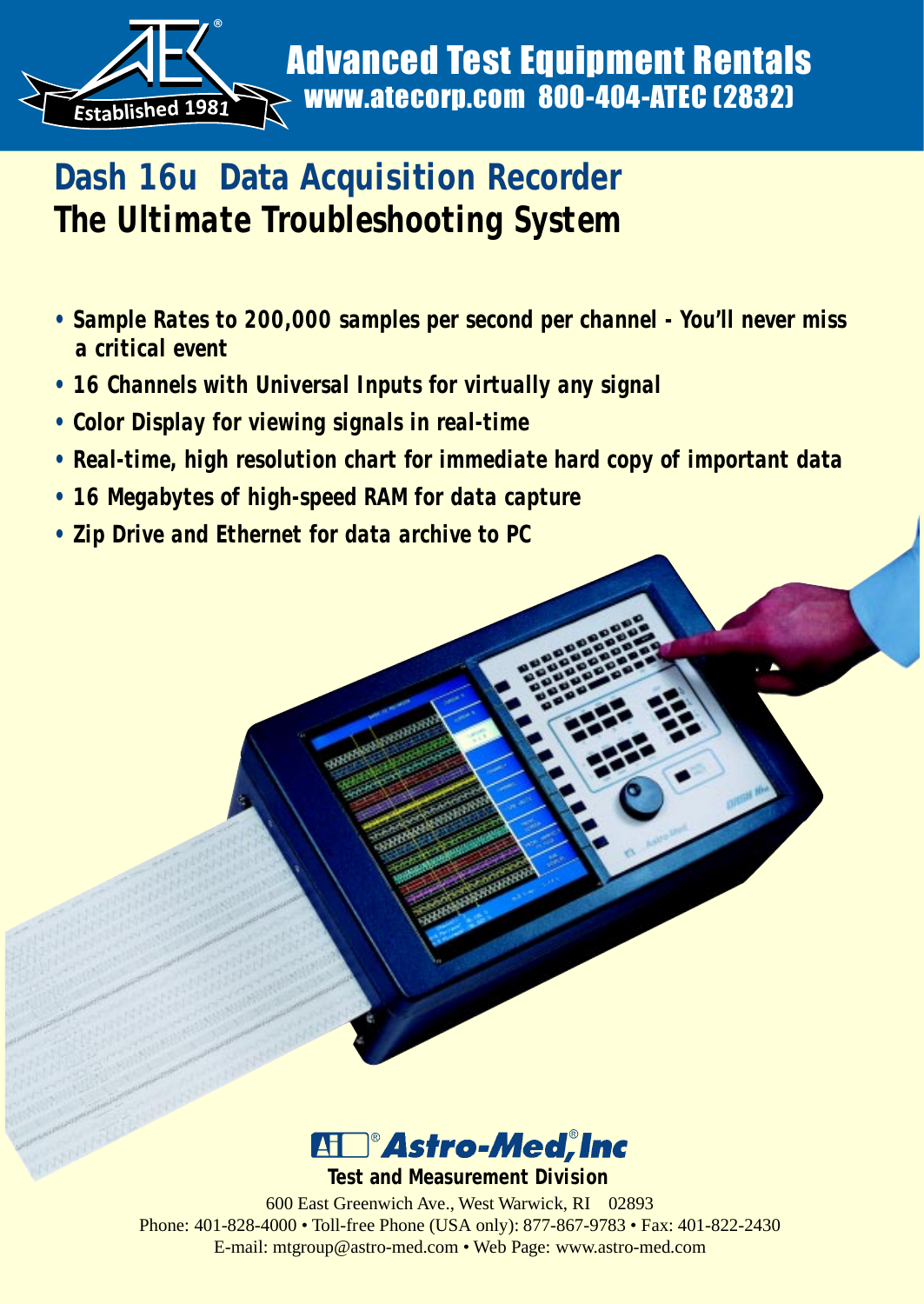Advanced Test Equipment Rentals
www.atecorp.com 800-404-ATEC (2832)

Established 1981

# Dash 16u Data Acquisition Recorder
## The Ultimate Troubleshooting System

- *Sample Rates to 200,000 samples per second per channel - You'll never miss a critical event*
- *16 Channels with Universal Inputs for virtually any signal*
- *Color Display for viewing signals in real-time*
- *Real-time, high resolution chart for immediate hard copy of important data*
- *16 Megabytes of high-speed RAM for data capture*
- *Zip Drive and Ethernet for data archive to PC*

**Astro-Med, Inc**

**Test and Measurement Division**

600 East Greenwich Ave., West Warwick, RI 02893
Phone: 401-828-4000 • Toll-free Phone (USA only): 877-867-9783 • Fax: 401-822-2430
E-mail: mtgroup@astro-med.com • Web Page: www.astro-med.com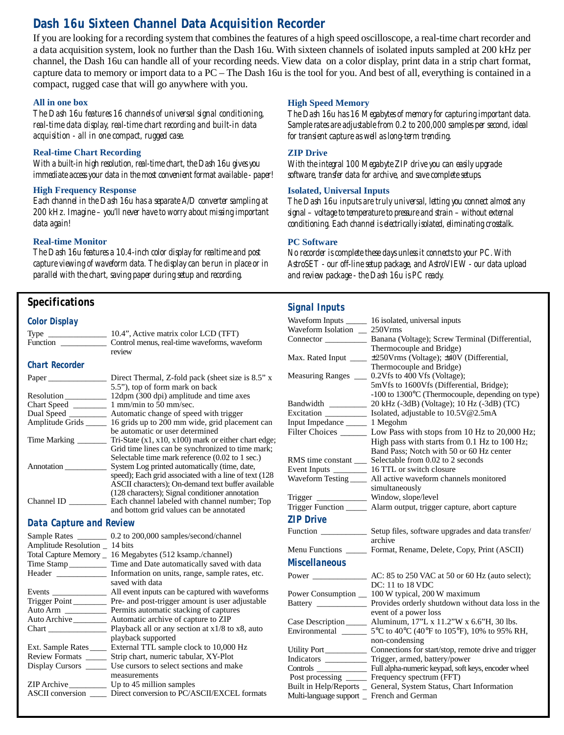# Dash 16u Sixteen Channel Data Acquisition Recorder

If you are looking for a recording system that combines the features of a high speed oscilloscope, a real-time chart recorder and a data acquisition system, look no further than the Dash 16u. With sixteen channels of isolated inputs sampled at 200 kHz per channel, the Dash 16u can handle all of your recording needs. View data on a color display, print data in a strip chart format, capture data to memory or import data to a PC – The Dash 16u is the tool for you. And best of all, everything is contained in a compact, rugged case that will go anywhere with you.

### All in one box

*The Dash 16u features 16 channels of universal signal conditioning, real-time data display, real-time chart recording and built-in data acquisition - all in one compact, rugged case.*

### Real-time Chart Recording

*With a built-in high resolution, real-time chart, the Dash 16u gives you immediate access your data in the most convenient format available - paper!*

### High Frequency Response

*Each channel in the Dash 16u has a separate A/D converter sampling at 200 kHz. Imagine – you'll never have to worry about missing important data again!*

### Real-time Monitor

*The Dash 16u features a 10.4-inch color display for realtime and post capture viewing of waveform data. The display can be run in place or in parallel with the chart, saving paper during setup and recording.*

### High Speed Memory

*The Dash 16u has 16 Megabytes of memory for capturing important data. Sample rates are adjustable from 0.2 to 200,000 samples per second, ideal for transient capture as well as long-term trending.*

### ZIP Drive

*With the integral 100 Megabyte ZIP drive you can easily upgrade software, transfer data for archive, and save complete setups.*

### Isolated, Universal Inputs

*The Dash 16u inputs are truly universal, letting you connect almost any signal – voltage to temperature to pressure and strain – without external conditioning. Each channel is electrically isolated, eliminating crosstalk.*

### PC Software

*No recorder is complete these days unless it connects to your PC. With AstroSET - our off-line setup package, and AstroVIEW - our data upload and review package - the Dash 16u is PC ready.*

## Specifications

### Color Display

| | |
|---|---|
| Type | 10.4", Active matrix color LCD (TFT) |
| Function | Control menus, real-time waveforms, waveform review |

### Chart Recorder

| | |
|---|---|
| Paper | Direct Thermal, Z-fold pack (sheet size is 8.5" x 5.5"), top of form mark on back |
| Resolution | 12dpm (300 dpi) amplitude and time axes |
| Chart Speed | 1 mm/min to 50 mm/sec. |
| Dual Speed | Automatic change of speed with trigger |
| Amplitude Grids | 16 grids up to 200 mm wide, grid placement can be automatic or user determined |
| Time Marking | Tri-State (x1, x10, x100) mark or either chart edge; Grid time lines can be synchronized to time mark; Selectable time mark reference (0.02 to 1 sec.) |
| Annotation | System Log printed automatically (time, date, speed); Each grid associated with a line of text (128 ASCII characters); On-demand text buffer available (128 characters); Signal conditioner annotation |
| Channel ID | Each channel labeled with channel number; Top and bottom grid values can be annotated |

### Data Capture and Review

| | |
|---|---|
| Sample Rates | 0.2 to 200,000 samples/second/channel |
| Amplitude Resolution | 14 bits |
| Total Capture Memory | 16 Megabytes (512 ksamp./channel) |
| Time Stamp | Time and Date automatically saved with data |
| Header | Information on units, range, sample rates, etc. saved with data |
| Events | All event inputs can be captured with waveforms |
| Trigger Point | Pre- and post-trigger amount is user adjustable |
| Auto Arm | Permits automatic stacking of captures |
| Auto Archive | Automatic archive of capture to ZIP |
| Chart | Playback all or any section at x1/8 to x8, auto playback supported |
| Ext. Sample Rates | External TTL sample clock to 10,000 Hz |
| Review Formats | Strip chart, numeric tabular, XY-Plot |
| Display Cursors | Use cursors to select sections and make measurements |
| ZIP Archive | Up to 45 million samples |
| ASCII conversion | Direct conversion to PC/ASCII/EXCEL formats |

### Signal Inputs

| | |
|---|---|
| Waveform Inputs | 16 isolated, universal inputs |
| Waveform Isolation | 250Vrms |
| Connector | Banana (Voltage); Screw Terminal (Differential, Thermocouple and Bridge) |
| Max. Rated Input | ±250Vrms (Voltage); ±40V (Differential, Thermocouple and Bridge) |
| Measuring Ranges | 0.2Vfs to 400 Vfs (Voltage); 5mVfs to 1600Vfs (Differential, Bridge); -100 to 1300°C (Thermocouple, depending on type) |
| Bandwidth | 20 kHz (-3dB) (Voltage); 10 Hz (-3dB) (TC) |
| Excitation | Isolated, adjustable to 10.5V@2.5mA |
| Input Impedance | 1 Megohm |
| Filter Choices | Low Pass with stops from 10 Hz to 20,000 Hz; High pass with starts from 0.1 Hz to 100 Hz; Band Pass; Notch with 50 or 60 Hz center |
| RMS time constant | Selectable from 0.02 to 2 seconds |
| Event Inputs | 16 TTL or switch closure |
| Waveform Testing | All active waveform channels monitored simultaneously |
| Trigger | Window, slope/level |
| Trigger Function | Alarm output, trigger capture, abort capture |

### ZIP Drive

| | |
|---|---|
| Function | Setup files, software upgrades and data transfer/archive |
| Menu Functions | Format, Rename, Delete, Copy, Print (ASCII) |

### Miscellaneous

| | |
|---|---|
| Power | AC: 85 to 250 VAC at 50 or 60 Hz (auto select); DC: 11 to 18 VDC |
| Power Consumption | 100 W typical, 200 W maximum |
| Battery | Provides orderly shutdown without data loss in the event of a power loss |
| Case Description | Aluminum, 17"L x 11.2"W x 6.6"H, 30 lbs. |
| Environmental | 5°C to 40°C (40°F to 105°F), 10% to 95% RH, non-condensing |
| Utility Port | Connections for start/stop, remote drive and trigger |
| Indicators | Trigger, armed, battery/power |
| Controls | Full alpha-numeric keypad, soft keys, encoder wheel |
| Post processing | Frequency spectrum (FFT) |
| Built in Help/Reports | General, System Status, Chart Information |
| Multi-language support | French and German |